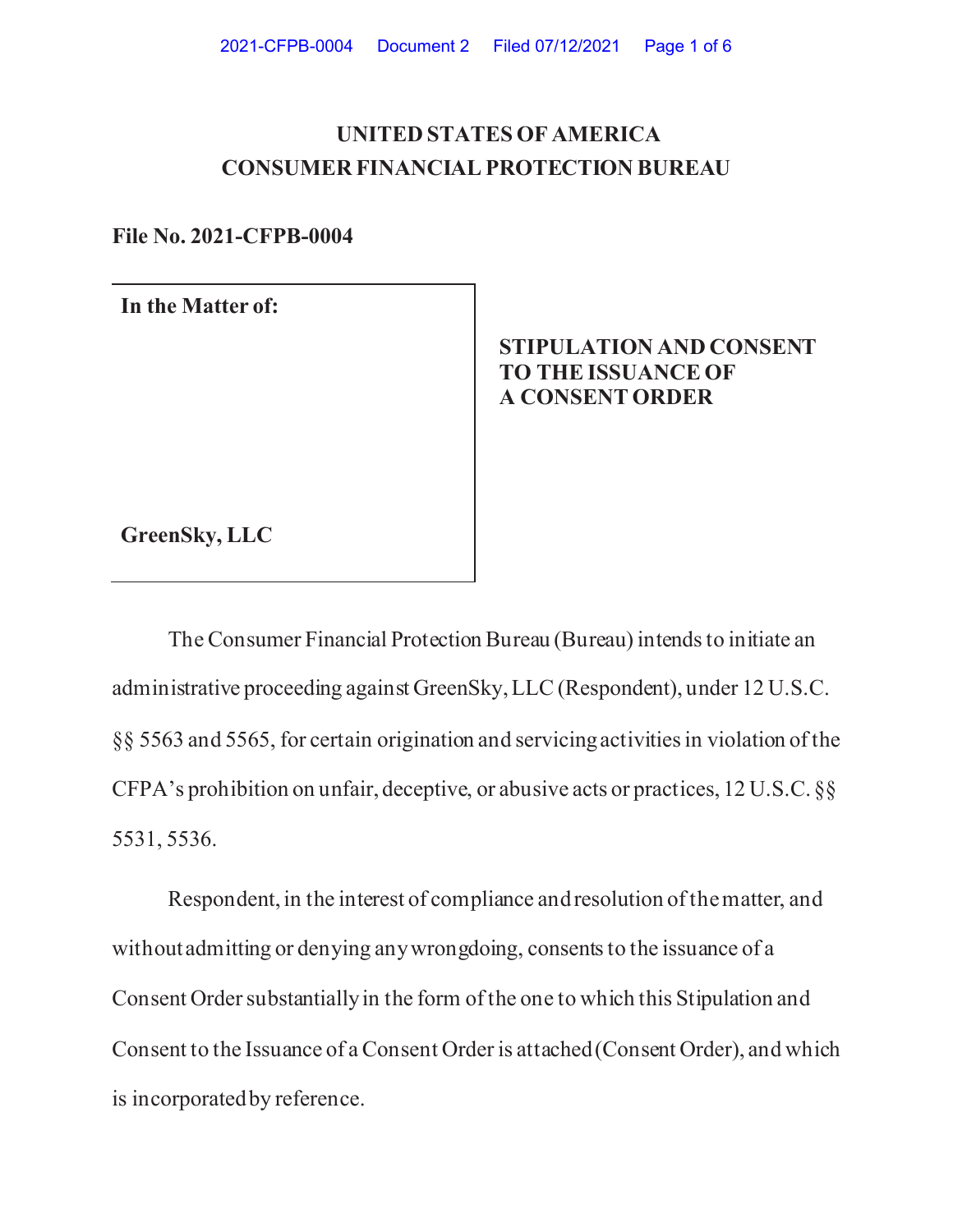# UNITED STATES OF AMERICA
# CONSUMER FINANCIAL PROTECTION BUREAU

**File No. 2021-CFPB-0004**

| **In the Matter of:**<br><br>**GreenSky, LLC** | **STIPULATION AND CONSENT TO THE ISSUANCE OF A CONSENT ORDER** |
|---|---|

The Consumer Financial Protection Bureau (Bureau) intends to initiate an administrative proceeding against GreenSky, LLC (Respondent), under 12 U.S.C. §§ 5563 and 5565, for certain origination and servicing activities in violation of the CFPA's prohibition on unfair, deceptive, or abusive acts or practices, 12 U.S.C. §§ 5531, 5536.

Respondent, in the interest of compliance and resolution of the matter, and without admitting or denying any wrongdoing, consents to the issuance of a Consent Order substantially in the form of the one to which this Stipulation and Consent to the Issuance of a Consent Order is attached (Consent Order), and which is incorporated by reference.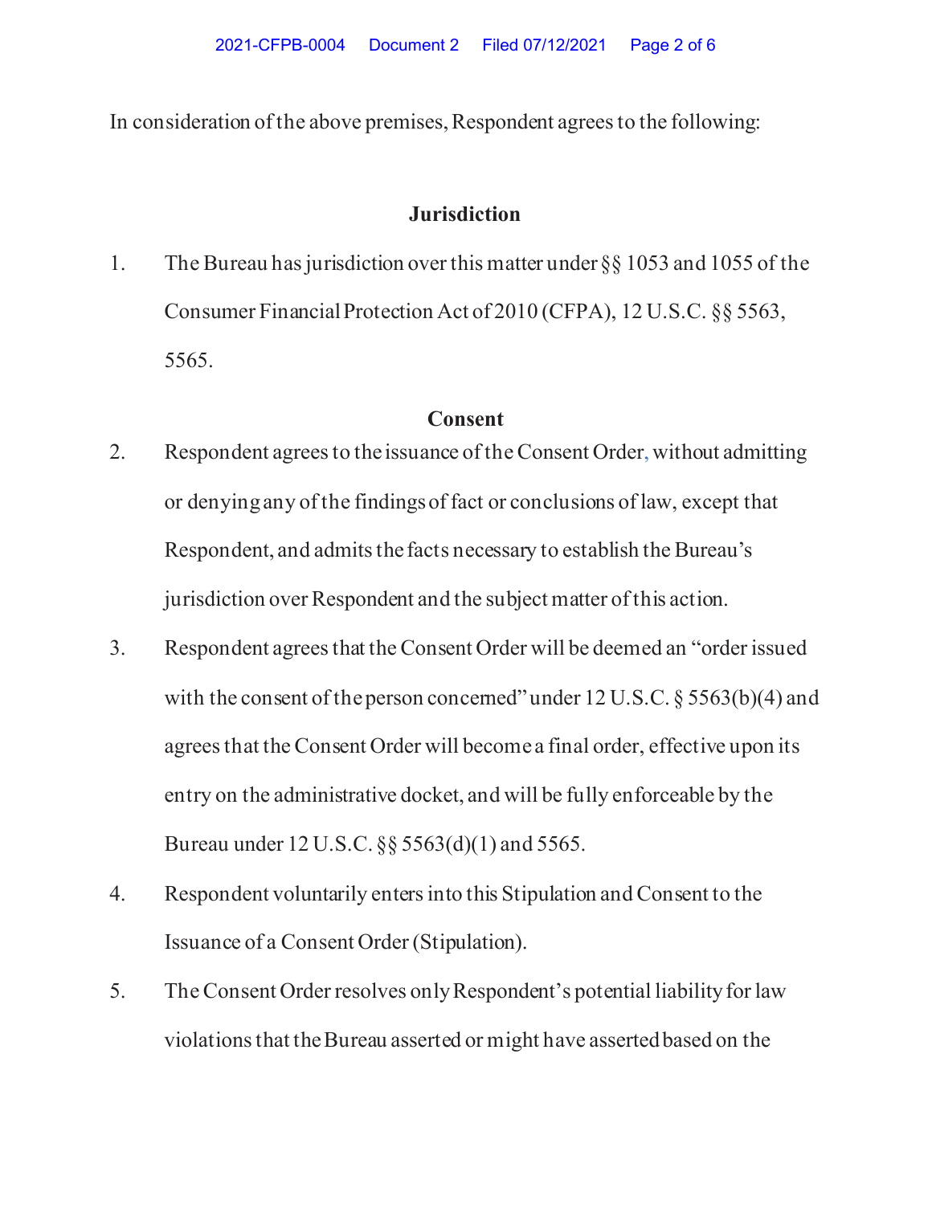In consideration of the above premises, Respondent agrees to the following:

## Jurisdiction

1. The Bureau has jurisdiction over this matter under §§ 1053 and 1055 of the Consumer Financial Protection Act of 2010 (CFPA), 12 U.S.C. §§ 5563, 5565.

## Consent

2. Respondent agrees to the issuance of the Consent Order, without admitting or denying any of the findings of fact or conclusions of law, except that Respondent, and admits the facts necessary to establish the Bureau's jurisdiction over Respondent and the subject matter of this action.

3. Respondent agrees that the Consent Order will be deemed an "order issued with the consent of the person concerned" under 12 U.S.C. § 5563(b)(4) and agrees that the Consent Order will become a final order, effective upon its entry on the administrative docket, and will be fully enforceable by the Bureau under 12 U.S.C. §§ 5563(d)(1) and 5565.

4. Respondent voluntarily enters into this Stipulation and Consent to the Issuance of a Consent Order (Stipulation).

5. The Consent Order resolves only Respondent's potential liability for law violations that the Bureau asserted or might have asserted based on the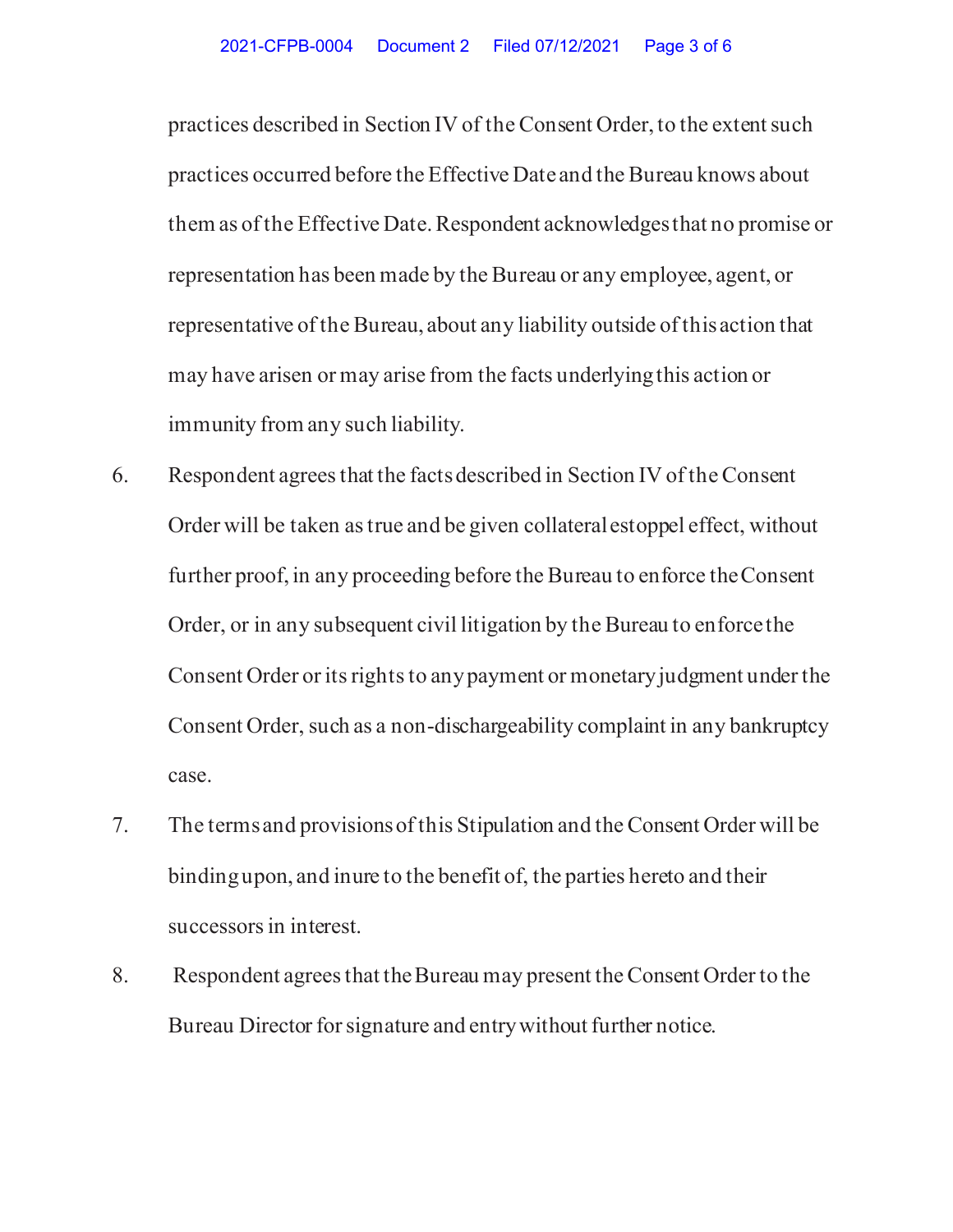practices described in Section IV of the Consent Order, to the extent such practices occurred before the Effective Date and the Bureau knows about them as of the Effective Date. Respondent acknowledges that no promise or representation has been made by the Bureau or any employee, agent, or representative of the Bureau, about any liability outside of this action that may have arisen or may arise from the facts underlying this action or immunity from any such liability.

6. Respondent agrees that the facts described in Section IV of the Consent Order will be taken as true and be given collateral estoppel effect, without further proof, in any proceeding before the Bureau to enforce the Consent Order, or in any subsequent civil litigation by the Bureau to enforce the Consent Order or its rights to any payment or monetary judgment under the Consent Order, such as a non-dischargeability complaint in any bankruptcy case.

7. The terms and provisions of this Stipulation and the Consent Order will be binding upon, and inure to the benefit of, the parties hereto and their successors in interest.

8. Respondent agrees that the Bureau may present the Consent Order to the Bureau Director for signature and entry without further notice.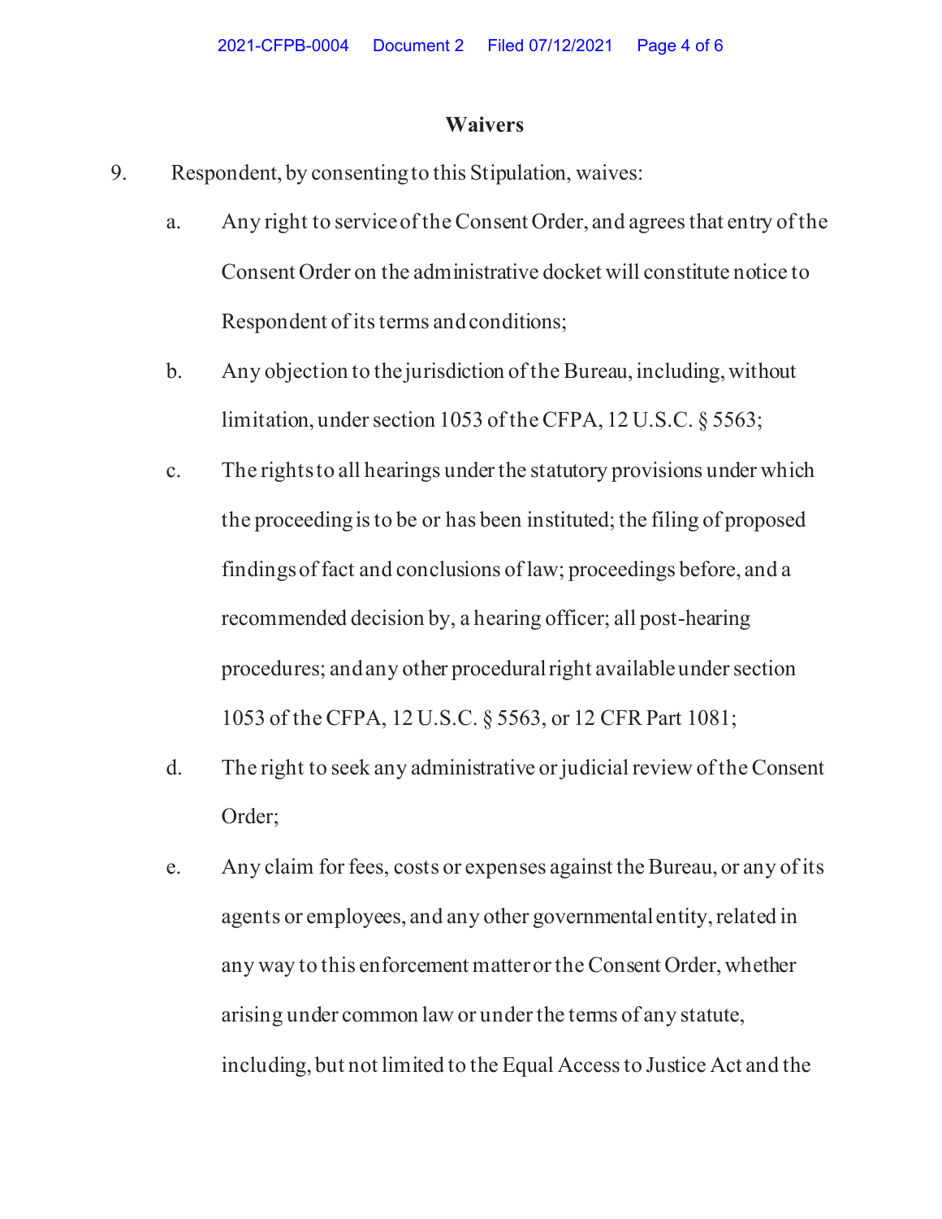## Waivers

9. Respondent, by consenting to this Stipulation, waives:

   a. Any right to service of the Consent Order, and agrees that entry of the Consent Order on the administrative docket will constitute notice to Respondent of its terms and conditions;

   b. Any objection to the jurisdiction of the Bureau, including, without limitation, under section 1053 of the CFPA, 12 U.S.C. § 5563;

   c. The rights to all hearings under the statutory provisions under which the proceeding is to be or has been instituted; the filing of proposed findings of fact and conclusions of law; proceedings before, and a recommended decision by, a hearing officer; all post-hearing procedures; and any other procedural right available under section 1053 of the CFPA, 12 U.S.C. § 5563, or 12 CFR Part 1081;

   d. The right to seek any administrative or judicial review of the Consent Order;

   e. Any claim for fees, costs or expenses against the Bureau, or any of its agents or employees, and any other governmental entity, related in any way to this enforcement matter or the Consent Order, whether arising under common law or under the terms of any statute, including, but not limited to the Equal Access to Justice Act and the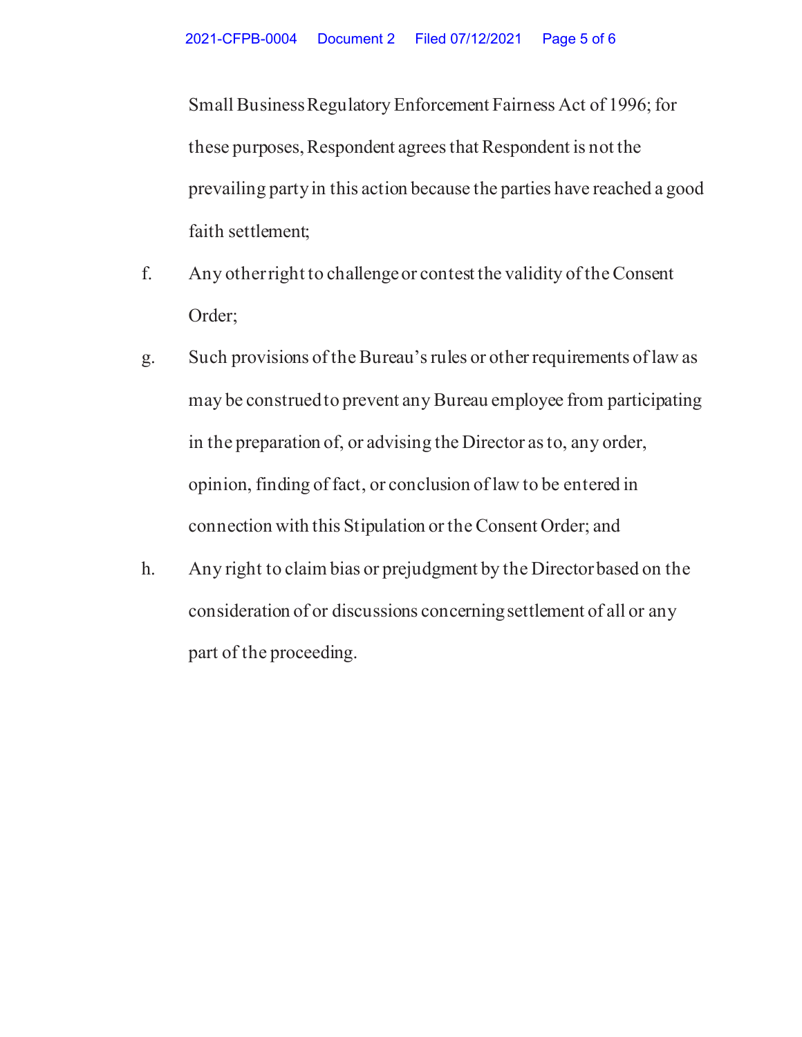Small Business Regulatory Enforcement Fairness Act of 1996; for these purposes, Respondent agrees that Respondent is not the prevailing party in this action because the parties have reached a good faith settlement;

f. Any other right to challenge or contest the validity of the Consent Order;

g. Such provisions of the Bureau's rules or other requirements of law as may be construed to prevent any Bureau employee from participating in the preparation of, or advising the Director as to, any order, opinion, finding of fact, or conclusion of law to be entered in connection with this Stipulation or the Consent Order; and

h. Any right to claim bias or prejudgment by the Director based on the consideration of or discussions concerning settlement of all or any part of the proceeding.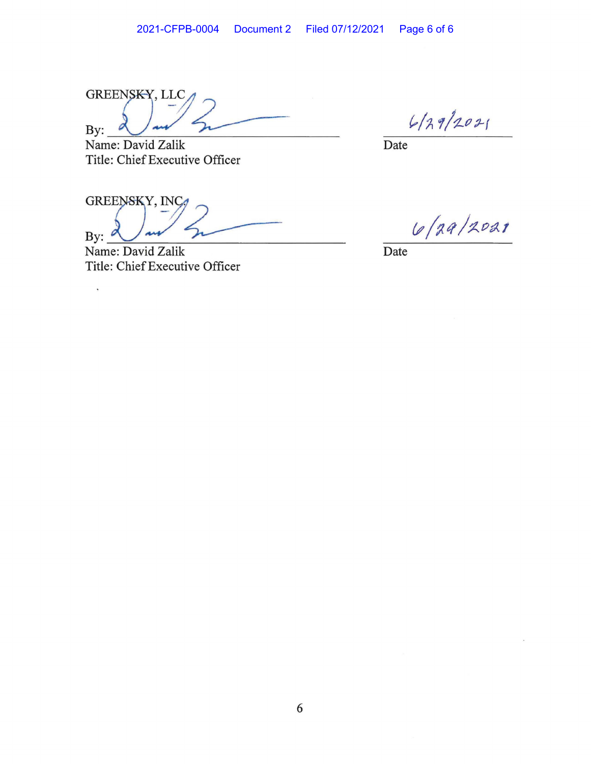GREENSKY, LLC

By: ______________________________

Name: David Zalik

Title: Chief Executive Officer

6/29/2021

Date

GREENSKY, INC.

By: ______________________________

Name: David Zalik

Title: Chief Executive Officer

6/29/2021

Date